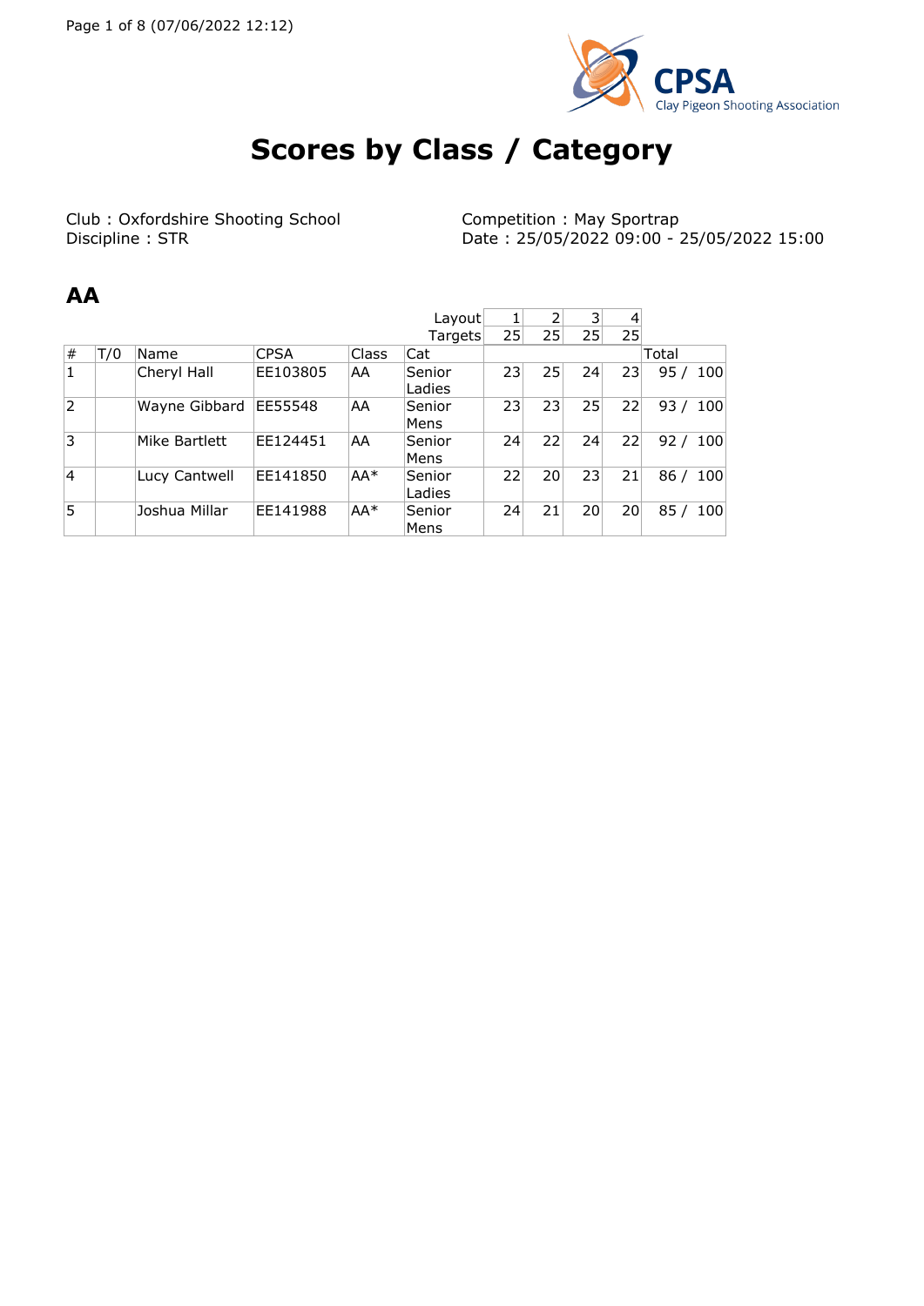# Scores by Class / Category

Club : Oxfordshire Shooting School
Discipline : STR

Competition : May Sportrap
Date : 25/05/2022 09:00 - 25/05/2022 15:00

## AA

| | | | | | Layout | 1 | 2 | 3 | 4 | |
|---|---|---|---|---|---|---|---|---|---|---|
| | | | | | Targets | 25 | 25 | 25 | 25 | |
| # | T/0 | Name | CPSA | Class | Cat | | | | | Total |
| 1 | | Cheryl Hall | EE103805 | AA | Senior Ladies | 23 | 25 | 24 | 23 | 95 / 100 |
| 2 | | Wayne Gibbard | EE55548 | AA | Senior Mens | 23 | 23 | 25 | 22 | 93 / 100 |
| 3 | | Mike Bartlett | EE124451 | AA | Senior Mens | 24 | 22 | 24 | 22 | 92 / 100 |
| 4 | | Lucy Cantwell | EE141850 | AA* | Senior Ladies | 22 | 20 | 23 | 21 | 86 / 100 |
| 5 | | Joshua Millar | EE141988 | AA* | Senior Mens | 24 | 21 | 20 | 20 | 85 / 100 |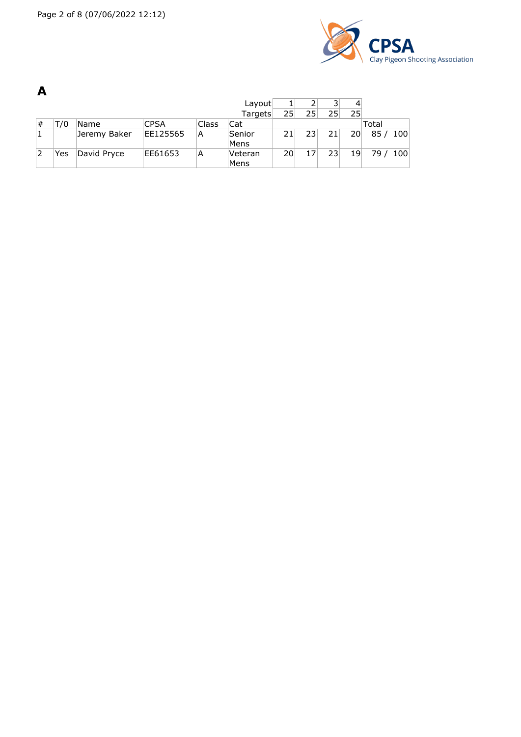# A

| # | T/0 | Name | CPSA | Class | Cat | 1 | 2 | 3 | 4 | Total |
|---|---|---|---|---|---|---|---|---|---|---|
| | | | | | Layout | 1 | 2 | 3 | 4 | |
| | | | | | Targets | 25 | 25 | 25 | 25 | |
| 1 | | Jeremy Baker | EE125565 | A | Senior Mens | 21 | 23 | 21 | 20 | 85 / 100 |
| 2 | Yes | David Pryce | EE61653 | A | Veteran Mens | 20 | 17 | 23 | 19 | 79 / 100 |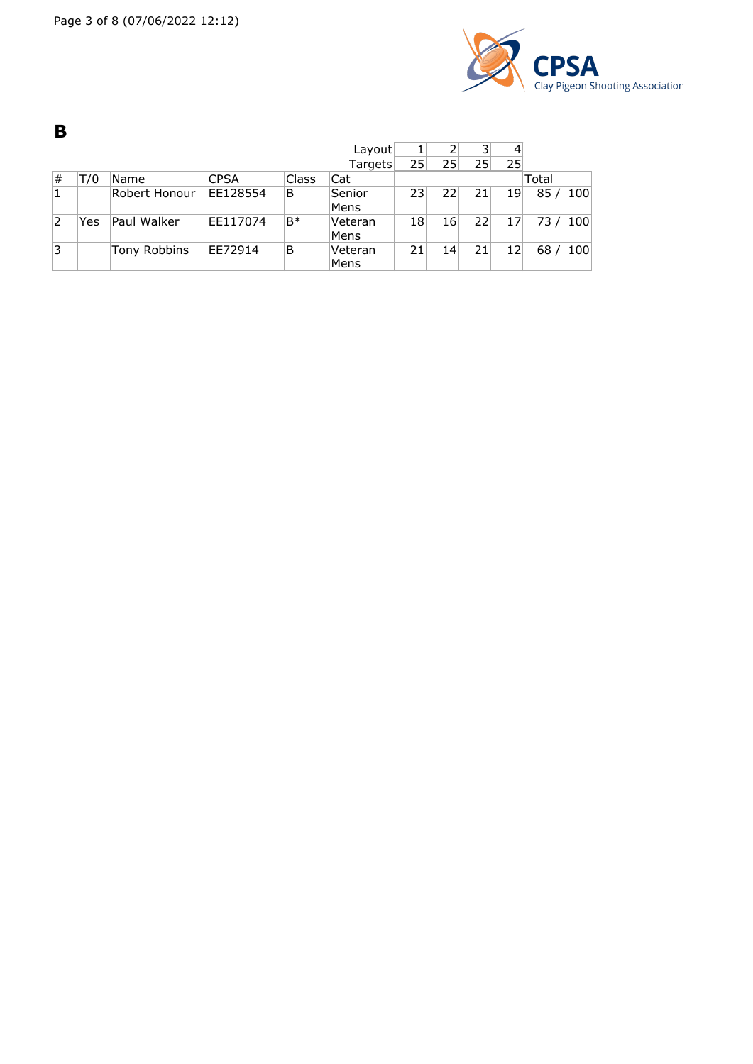# B

| # | T/0 | Name | CPSA | Class | Cat | Layout 1 (Targets 25) | Layout 2 (Targets 25) | Layout 3 (Targets 25) | Layout 4 (Targets 25) | Total |
|---|---|---|---|---|---|---|---|---|---|---|
| 1 | | Robert Honour | EE128554 | B | Senior Mens | 23 | 22 | 21 | 19 | 85 / 100 |
| 2 | Yes | Paul Walker | EE117074 | B* | Veteran Mens | 18 | 16 | 22 | 17 | 73 / 100 |
| 3 | | Tony Robbins | EE72914 | B | Veteran Mens | 21 | 14 | 21 | 12 | 68 / 100 |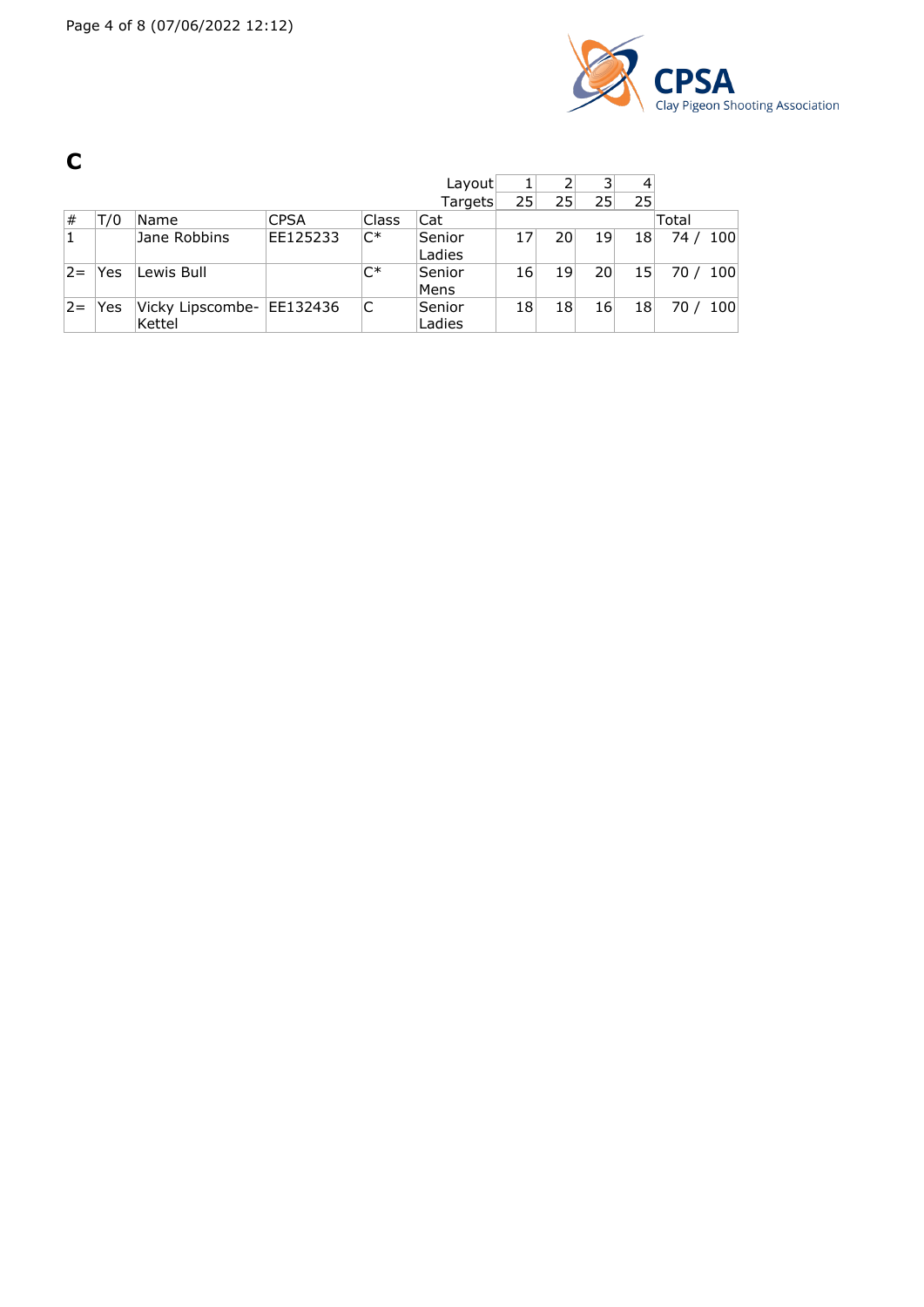# C

| # | T/0 | Name | CPSA | Class | Cat | 1 | 2 | 3 | 4 | Total |
|---|---|---|---|---|---|---|---|---|---|---|
| | | | | | Targets | 25 | 25 | 25 | 25 | |
| 1 | | Jane Robbins | EE125233 | C* | Senior Ladies | 17 | 20 | 19 | 18 | 74 / 100 |
| 2= | Yes | Lewis Bull | | C* | Senior Mens | 16 | 19 | 20 | 15 | 70 / 100 |
| 2= | Yes | Vicky Lipscombe-Kettel | EE132436 | C | Senior Ladies | 18 | 18 | 16 | 18 | 70 / 100 |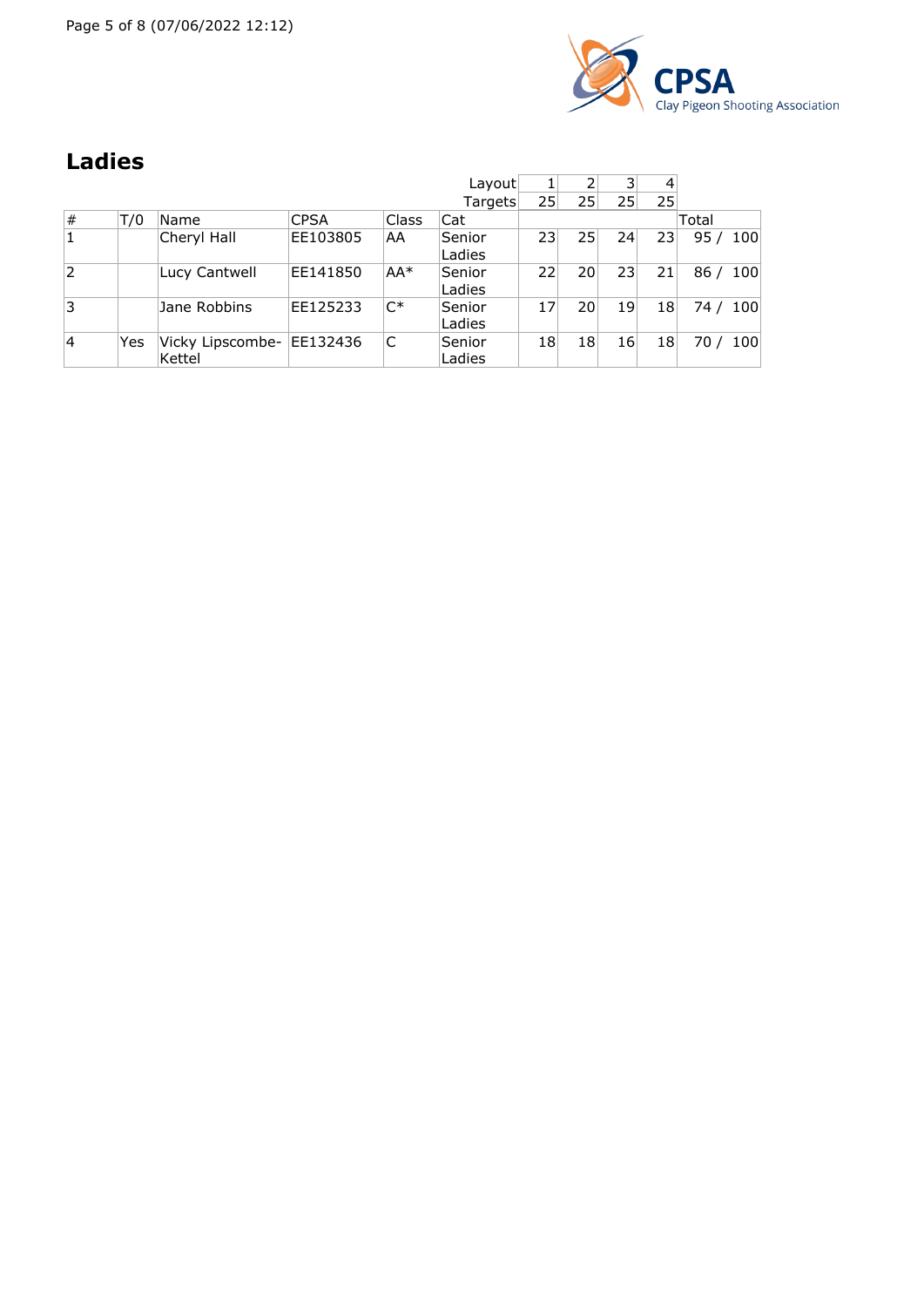## Ladies

| # | T/0 | Name | CPSA | Class | Cat | 1 | 2 | 3 | 4 | Total |
|---|---|---|---|---|---|---|---|---|---|---|
| | | | | | Layout | 1 | 2 | 3 | 4 | |
| | | | | | Targets | 25 | 25 | 25 | 25 | |
| 1 | | Cheryl Hall | EE103805 | AA | Senior Ladies | 23 | 25 | 24 | 23 | 95 / 100 |
| 2 | | Lucy Cantwell | EE141850 | AA* | Senior Ladies | 22 | 20 | 23 | 21 | 86 / 100 |
| 3 | | Jane Robbins | EE125233 | C* | Senior Ladies | 17 | 20 | 19 | 18 | 74 / 100 |
| 4 | Yes | Vicky Lipscombe-Kettel | EE132436 | C | Senior Ladies | 18 | 18 | 16 | 18 | 70 / 100 |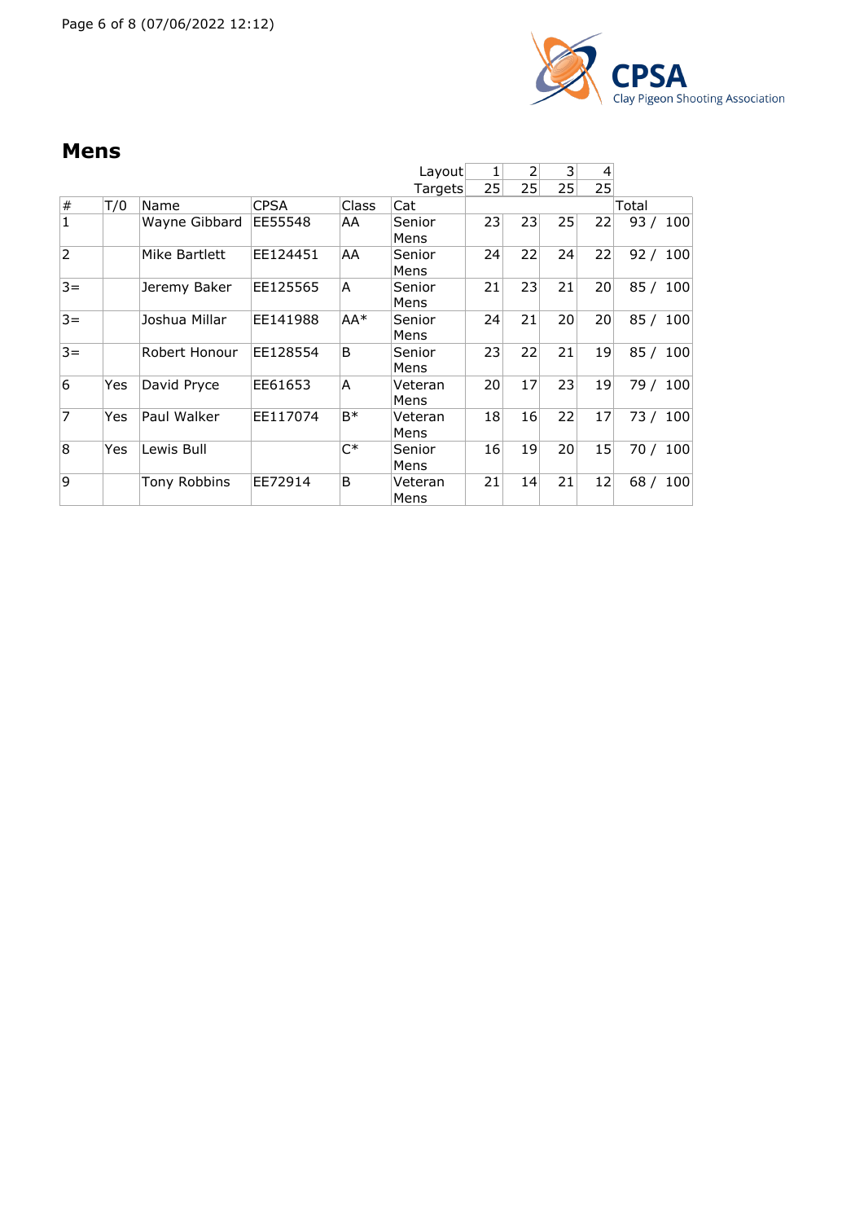## Mens

| # | T/0 | Name | CPSA | Class | Cat | Layout 1<br>Targets 25 | 2<br>25 | 3<br>25 | 4<br>25 | Total |
|---|---|---|---|---|---|---|---|---|---|---|
| 1 | | Wayne Gibbard | EE55548 | AA | Senior Mens | 23 | 23 | 25 | 22 | 93 / 100 |
| 2 | | Mike Bartlett | EE124451 | AA | Senior Mens | 24 | 22 | 24 | 22 | 92 / 100 |
| 3= | | Jeremy Baker | EE125565 | A | Senior Mens | 21 | 23 | 21 | 20 | 85 / 100 |
| 3= | | Joshua Millar | EE141988 | AA* | Senior Mens | 24 | 21 | 20 | 20 | 85 / 100 |
| 3= | | Robert Honour | EE128554 | B | Senior Mens | 23 | 22 | 21 | 19 | 85 / 100 |
| 6 | Yes | David Pryce | EE61653 | A | Veteran Mens | 20 | 17 | 23 | 19 | 79 / 100 |
| 7 | Yes | Paul Walker | EE117074 | B* | Veteran Mens | 18 | 16 | 22 | 17 | 73 / 100 |
| 8 | Yes | Lewis Bull | | C* | Senior Mens | 16 | 19 | 20 | 15 | 70 / 100 |
| 9 | | Tony Robbins | EE72914 | B | Veteran Mens | 21 | 14 | 21 | 12 | 68 / 100 |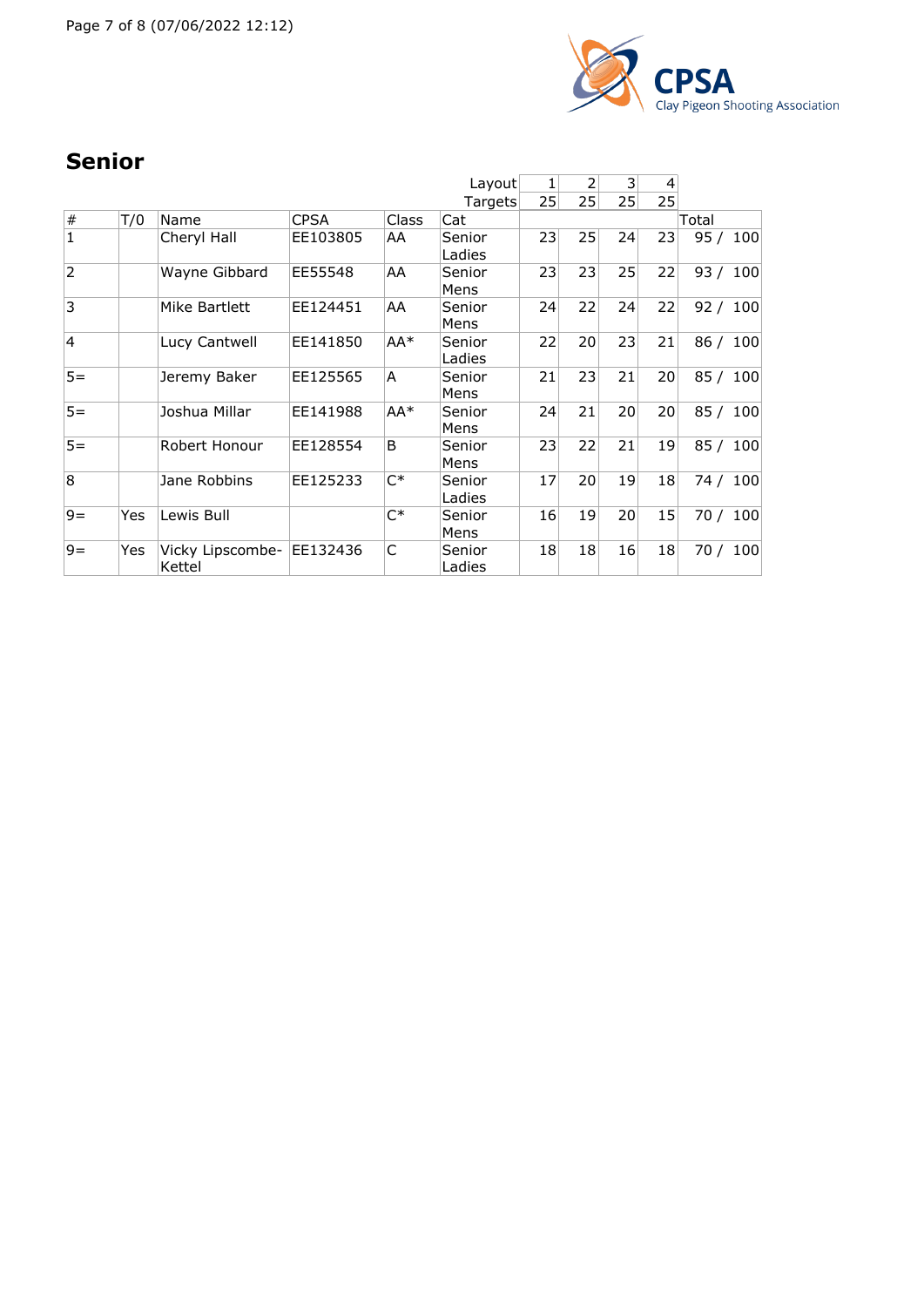## Senior

| # | T/0 | Name | CPSA | Class | Cat | 1 | 2 | 3 | 4 | Total |
|---|---|---|---|---|---|---|---|---|---|---|
| | | | | | Layout | 1 | 2 | 3 | 4 | |
| | | | | | Targets | 25 | 25 | 25 | 25 | |
| 1 | | Cheryl Hall | EE103805 | AA | Senior Ladies | 23 | 25 | 24 | 23 | 95 / 100 |
| 2 | | Wayne Gibbard | EE55548 | AA | Senior Mens | 23 | 23 | 25 | 22 | 93 / 100 |
| 3 | | Mike Bartlett | EE124451 | AA | Senior Mens | 24 | 22 | 24 | 22 | 92 / 100 |
| 4 | | Lucy Cantwell | EE141850 | AA* | Senior Ladies | 22 | 20 | 23 | 21 | 86 / 100 |
| 5= | | Jeremy Baker | EE125565 | A | Senior Mens | 21 | 23 | 21 | 20 | 85 / 100 |
| 5= | | Joshua Millar | EE141988 | AA* | Senior Mens | 24 | 21 | 20 | 20 | 85 / 100 |
| 5= | | Robert Honour | EE128554 | B | Senior Mens | 23 | 22 | 21 | 19 | 85 / 100 |
| 8 | | Jane Robbins | EE125233 | C* | Senior Ladies | 17 | 20 | 19 | 18 | 74 / 100 |
| 9= | Yes | Lewis Bull | | C* | Senior Mens | 16 | 19 | 20 | 15 | 70 / 100 |
| 9= | Yes | Vicky Lipscombe-Kettel | EE132436 | C | Senior Ladies | 18 | 18 | 16 | 18 | 70 / 100 |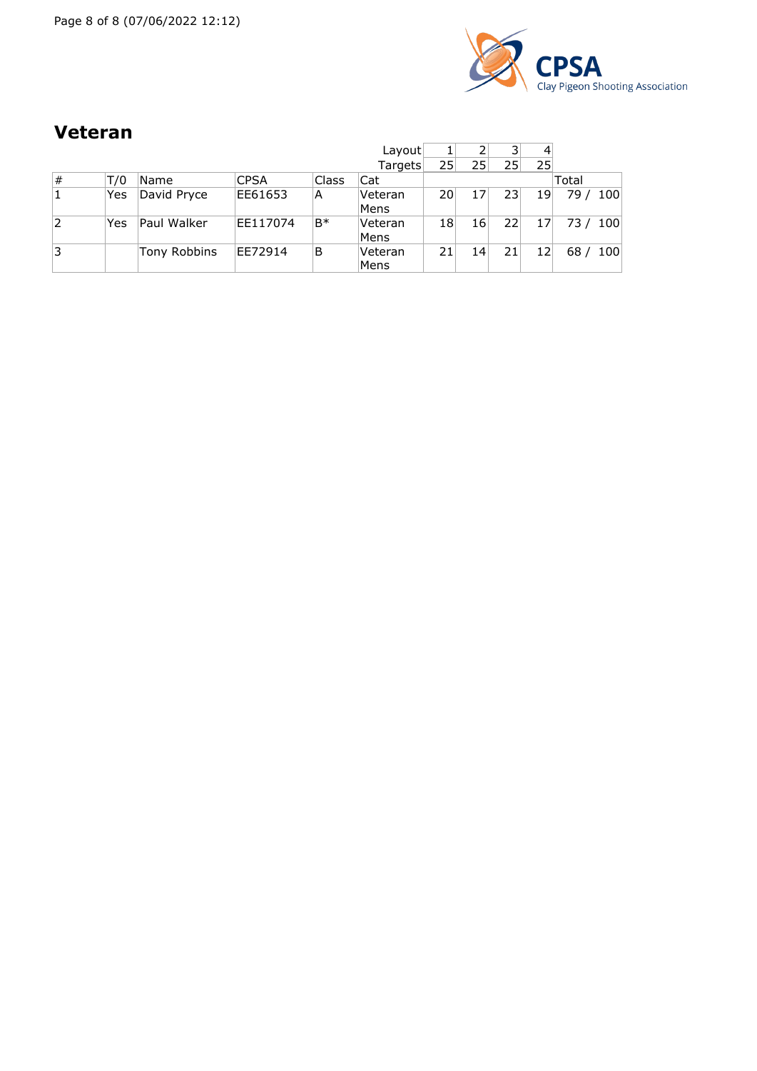## Veteran

| | | | | | Layout | 1 | 2 | 3 | 4 | |
|---|---|---|---|---|---|---|---|---|---|---|
| | | | | | Targets | 25 | 25 | 25 | 25 | |
| # | T/0 | Name | CPSA | Class | Cat | | | | | Total |
| 1 | Yes | David Pryce | EE61653 | A | Veteran Mens | 20 | 17 | 23 | 19 | 79 / 100 |
| 2 | Yes | Paul Walker | EE117074 | B* | Veteran Mens | 18 | 16 | 22 | 17 | 73 / 100 |
| 3 | | Tony Robbins | EE72914 | B | Veteran Mens | 21 | 14 | 21 | 12 | 68 / 100 |